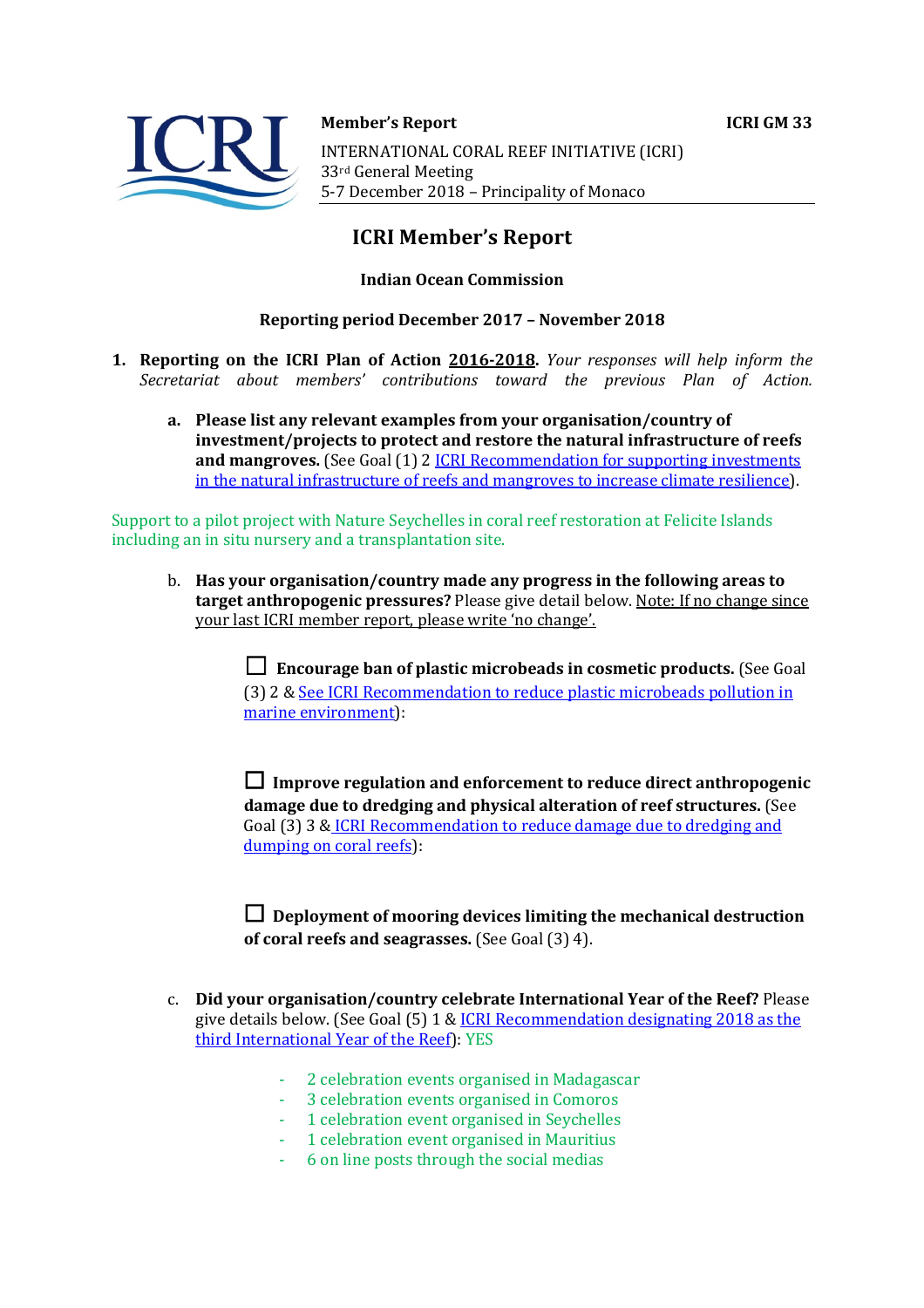**Member's Report** **ICRI GM 33**

INTERNATIONAL CORAL REEF INITIATIVE (ICRI)
33rd General Meeting
5-7 December 2018 – Principality of Monaco

# ICRI Member's Report

**Indian Ocean Commission**

**Reporting period December 2017 – November 2018**

1. **Reporting on the ICRI Plan of Action <u>2016-2018</u>.** *Your responses will help inform the Secretariat about members' contributions toward the previous Plan of Action.*

   a. **Please list any relevant examples from your organisation/country of investment/projects to protect and restore the natural infrastructure of reefs and mangroves.** (See Goal (1) 2 [ICRI Recommendation for supporting investments in the natural infrastructure of reefs and mangroves to increase climate resilience]).

Support to a pilot project with Nature Seychelles in coral reef restoration at Felicite Islands including an in situ nursery and a transplantation site.

   b. **Has your organisation/country made any progress in the following areas to target anthropogenic pressures?** Please give detail below. <u>Note: If no change since your last ICRI member report, please write 'no change'.</u>

      ☐ **Encourage ban of plastic microbeads in cosmetic products.** (See Goal (3) 2 & [See ICRI Recommendation to reduce plastic microbeads pollution in marine environment]):

      ☐ **Improve regulation and enforcement to reduce direct anthropogenic damage due to dredging and physical alteration of reef structures.** (See Goal (3) 3 & [ICRI Recommendation to reduce damage due to dredging and dumping on coral reefs]):

      ☐ **Deployment of mooring devices limiting the mechanical destruction of coral reefs and seagrasses.** (See Goal (3) 4).

   c. **Did your organisation/country celebrate International Year of the Reef?** Please give details below. (See Goal (5) 1 & [ICRI Recommendation designating 2018 as the third International Year of the Reef]): YES

      - 2 celebration events organised in Madagascar
      - 3 celebration events organised in Comoros
      - 1 celebration event organised in Seychelles
      - 1 celebration event organised in Mauritius
      - 6 on line posts through the social medias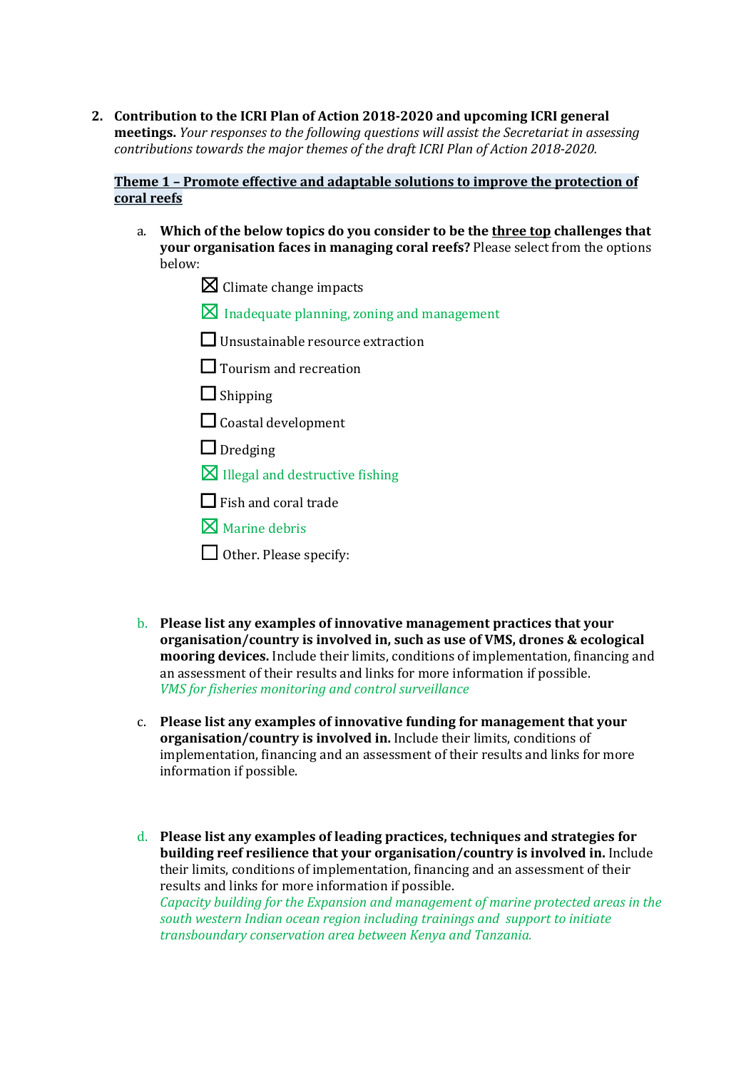2. **Contribution to the ICRI Plan of Action 2018-2020 and upcoming ICRI general meetings.** *Your responses to the following questions will assist the Secretariat in assessing contributions towards the major themes of the draft ICRI Plan of Action 2018-2020.*

**Theme 1 – Promote effective and adaptable solutions to improve the protection of coral reefs**

a. **Which of the below topics do you consider to be the three top challenges that your organisation faces in managing coral reefs?** Please select from the options below:

- ☒ Climate change impacts
- ☒ Inadequate planning, zoning and management
- ☐ Unsustainable resource extraction
- ☐ Tourism and recreation
- ☐ Shipping
- ☐ Coastal development
- ☐ Dredging
- ☒ Illegal and destructive fishing
- ☐ Fish and coral trade
- ☒ Marine debris
- ☐ Other. Please specify:

b. **Please list any examples of innovative management practices that your organisation/country is involved in, such as use of VMS, drones & ecological mooring devices.** Include their limits, conditions of implementation, financing and an assessment of their results and links for more information if possible.
*VMS for fisheries monitoring and control surveillance*

c. **Please list any examples of innovative funding for management that your organisation/country is involved in.** Include their limits, conditions of implementation, financing and an assessment of their results and links for more information if possible.

d. **Please list any examples of leading practices, techniques and strategies for building reef resilience that your organisation/country is involved in.** Include their limits, conditions of implementation, financing and an assessment of their results and links for more information if possible.
*Capacity building for the Expansion and management of marine protected areas in the south western Indian ocean region including trainings and support to initiate transboundary conservation area between Kenya and Tanzania.*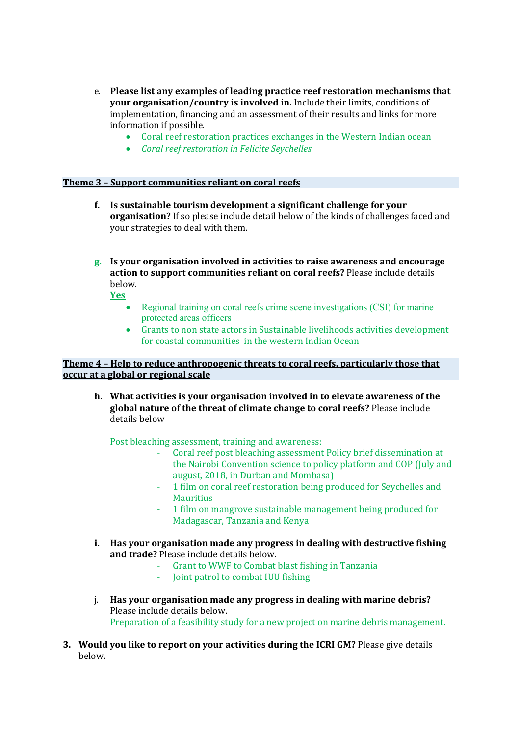e. **Please list any examples of leading practice reef restoration mechanisms that your organisation/country is involved in.** Include their limits, conditions of implementation, financing and an assessment of their results and links for more information if possible.

- Coral reef restoration practices exchanges in the Western Indian ocean
- *Coral reef restoration in Felicite Seychelles*

## Theme 3 – Support communities reliant on coral reefs

**f. Is sustainable tourism development a significant challenge for your organisation?** If so please include detail below of the kinds of challenges faced and your strategies to deal with them.

**g. Is your organisation involved in activities to raise awareness and encourage action to support communities reliant on coral reefs?** Please include details below.

**Yes**

- Regional training on coral reefs crime scene investigations (CSI) for marine protected areas officers
- Grants to non state actors in Sustainable livelihoods activities development for coastal communities in the western Indian Ocean

## Theme 4 – Help to reduce anthropogenic threats to coral reefs, particularly those that occur at a global or regional scale

**h. What activities is your organisation involved in to elevate awareness of the global nature of the threat of climate change to coral reefs?** Please include details below

Post bleaching assessment, training and awareness:

- Coral reef post bleaching assessment Policy brief dissemination at the Nairobi Convention science to policy platform and COP (July and august, 2018, in Durban and Mombasa)
- 1 film on coral reef restoration being produced for Seychelles and Mauritius
- 1 film on mangrove sustainable management being produced for Madagascar, Tanzania and Kenya

**i. Has your organisation made any progress in dealing with destructive fishing and trade?** Please include details below.

- Grant to WWF to Combat blast fishing in Tanzania
- Joint patrol to combat IUU fishing

j. **Has your organisation made any progress in dealing with marine debris?** Please include details below.

Preparation of a feasibility study for a new project on marine debris management.

**3. Would you like to report on your activities during the ICRI GM?** Please give details below.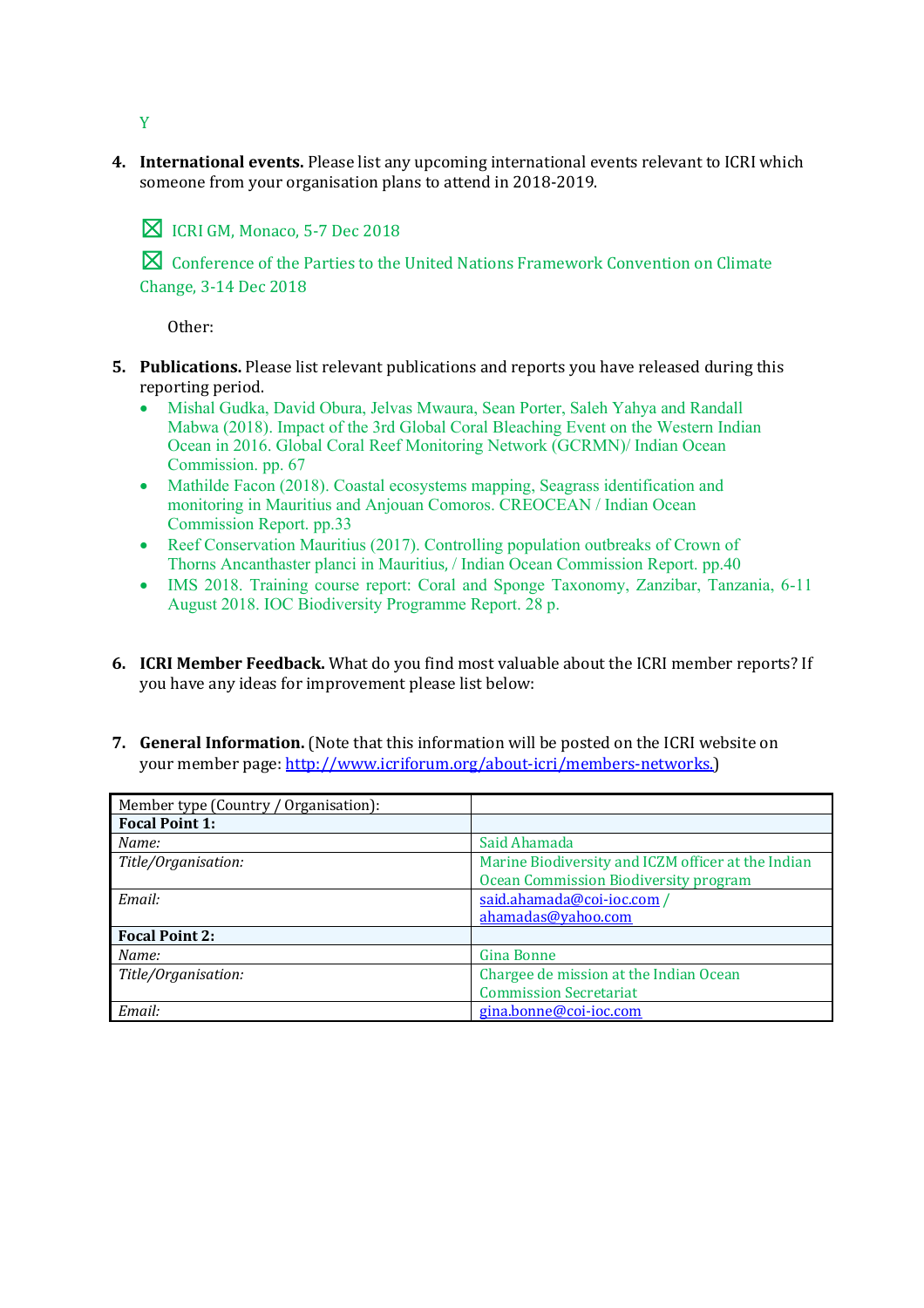Y

4. **International events.** Please list any upcoming international events relevant to ICRI which someone from your organisation plans to attend in 2018-2019.

   ☒ ICRI GM, Monaco, 5-7 Dec 2018

   ☒ Conference of the Parties to the United Nations Framework Convention on Climate Change, 3-14 Dec 2018

   Other:

5. **Publications.** Please list relevant publications and reports you have released during this reporting period.
   - Mishal Gudka, David Obura, Jelvas Mwaura, Sean Porter, Saleh Yahya and Randall Mabwa (2018). Impact of the 3rd Global Coral Bleaching Event on the Western Indian Ocean in 2016. Global Coral Reef Monitoring Network (GCRMN)/ Indian Ocean Commission. pp. 67
   - Mathilde Facon (2018). Coastal ecosystems mapping, Seagrass identification and monitoring in Mauritius and Anjouan Comoros. CREOCEAN / Indian Ocean Commission Report. pp.33
   - Reef Conservation Mauritius (2017). Controlling population outbreaks of Crown of Thorns Ancanthaster planci in Mauritius, / Indian Ocean Commission Report. pp.40
   - IMS 2018. Training course report: Coral and Sponge Taxonomy, Zanzibar, Tanzania, 6-11 August 2018. IOC Biodiversity Programme Report. 28 p.

6. **ICRI Member Feedback.** What do you find most valuable about the ICRI member reports? If you have any ideas for improvement please list below:

7. **General Information.** (Note that this information will be posted on the ICRI website on your member page: http://www.icriforum.org/about-icri/members-networks.)

| | |
|---|---|
| Member type (Country / Organisation): | |
| **Focal Point 1:** | |
| *Name:* | Said Ahamada |
| *Title/Organisation:* | Marine Biodiversity and ICZM officer at the Indian Ocean Commission Biodiversity program |
| *Email:* | said.ahamada@coi-ioc.com / ahamadas@yahoo.com |
| **Focal Point 2:** | |
| *Name:* | Gina Bonne |
| *Title/Organisation:* | Chargee de mission at the Indian Ocean Commission Secretariat |
| *Email:* | gina.bonne@coi-ioc.com |